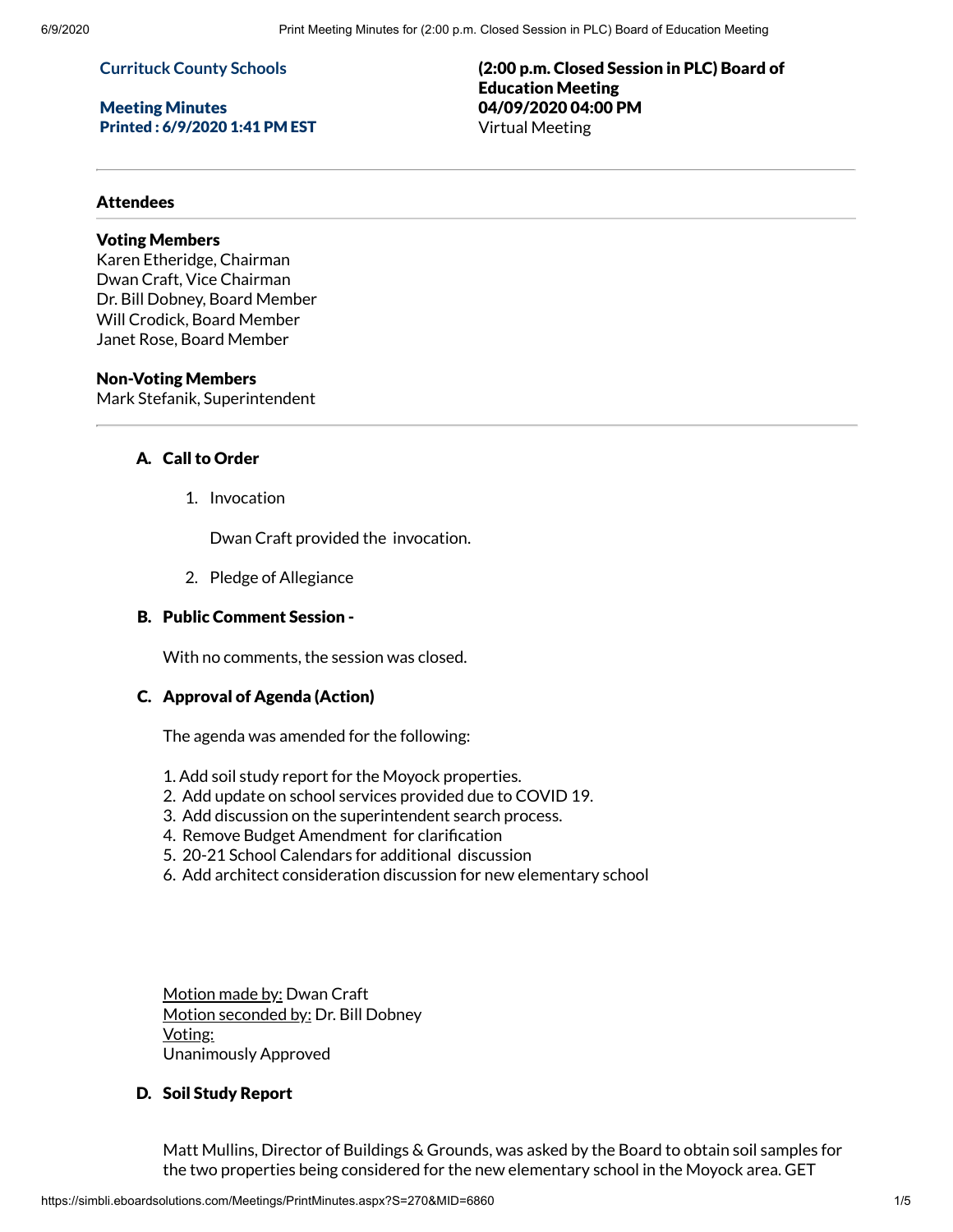**Currituck County Schools**

**Meeting Minutes**
**Printed : 6/9/2020 1:41 PM EST**

**(2:00 p.m. Closed Session in PLC) Board of Education Meeting**
**04/09/2020 04:00 PM**
Virtual Meeting

## Attendees

**Voting Members**
Karen Etheridge, Chairman
Dwan Craft, Vice Chairman
Dr. Bill Dobney, Board Member
Will Crodick, Board Member
Janet Rose, Board Member

**Non-Voting Members**
Mark Stefanik, Superintendent

### A. Call to Order

1. Invocation

   Dwan Craft provided the invocation.

2. Pledge of Allegiance

### B. Public Comment Session -

With no comments, the session was closed.

### C. Approval of Agenda (Action)

The agenda was amended for the following:

1. Add soil study report for the Moyock properties.
2. Add update on school services provided due to COVID 19.
3. Add discussion on the superintendent search process.
4. Remove Budget Amendment for clarification
5. 20-21 School Calendars for additional discussion
6. Add architect consideration discussion for new elementary school

Motion made by: Dwan Craft
Motion seconded by: Dr. Bill Dobney
Voting:
Unanimously Approved

### D. Soil Study Report

Matt Mullins, Director of Buildings & Grounds, was asked by the Board to obtain soil samples for the two properties being considered for the new elementary school in the Moyock area. GET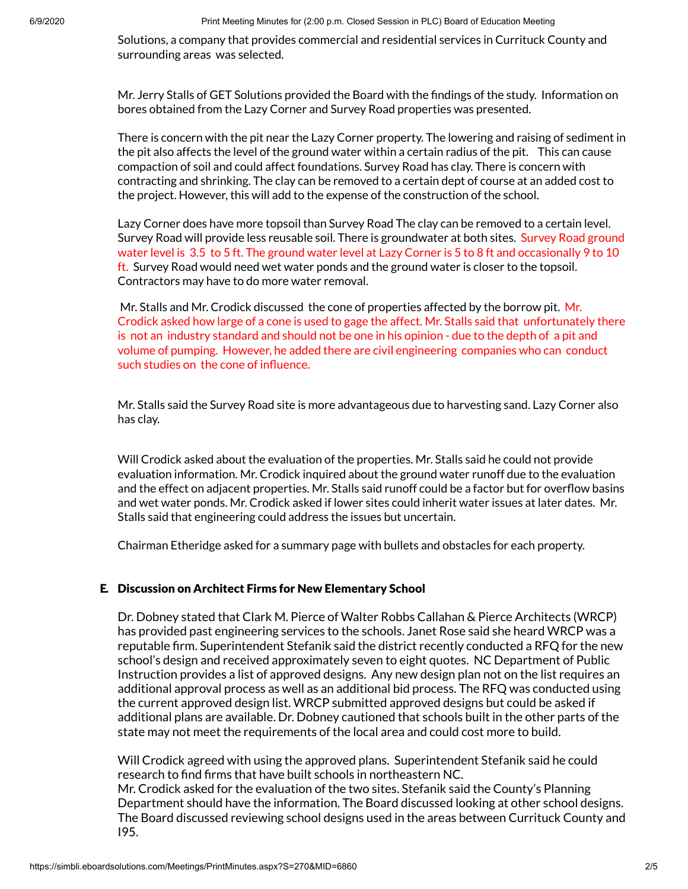Solutions, a company that provides commercial and residential services in Currituck County and surrounding areas was selected.

Mr. Jerry Stalls of GET Solutions provided the Board with the findings of the study. Information on bores obtained from the Lazy Corner and Survey Road properties was presented.

There is concern with the pit near the Lazy Corner property. The lowering and raising of sediment in the pit also affects the level of the ground water within a certain radius of the pit. This can cause compaction of soil and could affect foundations. Survey Road has clay. There is concern with contracting and shrinking. The clay can be removed to a certain dept of course at an added cost to the project. However, this will add to the expense of the construction of the school.

Lazy Corner does have more topsoil than Survey Road The clay can be removed to a certain level. Survey Road will provide less reusable soil. There is groundwater at both sites. Survey Road ground water level is 3.5 to 5 ft. The ground water level at Lazy Corner is 5 to 8 ft and occasionally 9 to 10 ft. Survey Road would need wet water ponds and the ground water is closer to the topsoil. Contractors may have to do more water removal.

Mr. Stalls and Mr. Crodick discussed the cone of properties affected by the borrow pit. Mr. Crodick asked how large of a cone is used to gage the affect. Mr. Stalls said that unfortunately there is not an industry standard and should not be one in his opinion - due to the depth of a pit and volume of pumping. However, he added there are civil engineering companies who can conduct such studies on the cone of influence.

Mr. Stalls said the Survey Road site is more advantageous due to harvesting sand. Lazy Corner also has clay.

Will Crodick asked about the evaluation of the properties. Mr. Stalls said he could not provide evaluation information. Mr. Crodick inquired about the ground water runoff due to the evaluation and the effect on adjacent properties. Mr. Stalls said runoff could be a factor but for overflow basins and wet water ponds. Mr. Crodick asked if lower sites could inherit water issues at later dates. Mr. Stalls said that engineering could address the issues but uncertain.

Chairman Etheridge asked for a summary page with bullets and obstacles for each property.

### E. Discussion on Architect Firms for New Elementary School

Dr. Dobney stated that Clark M. Pierce of Walter Robbs Callahan & Pierce Architects (WRCP) has provided past engineering services to the schools. Janet Rose said she heard WRCP was a reputable firm. Superintendent Stefanik said the district recently conducted a RFQ for the new school's design and received approximately seven to eight quotes. NC Department of Public Instruction provides a list of approved designs. Any new design plan not on the list requires an additional approval process as well as an additional bid process. The RFQ was conducted using the current approved design list. WRCP submitted approved designs but could be asked if additional plans are available. Dr. Dobney cautioned that schools built in the other parts of the state may not meet the requirements of the local area and could cost more to build.

Will Crodick agreed with using the approved plans. Superintendent Stefanik said he could research to find firms that have built schools in northeastern NC.
Mr. Crodick asked for the evaluation of the two sites. Stefanik said the County's Planning Department should have the information. The Board discussed looking at other school designs. The Board discussed reviewing school designs used in the areas between Currituck County and I95.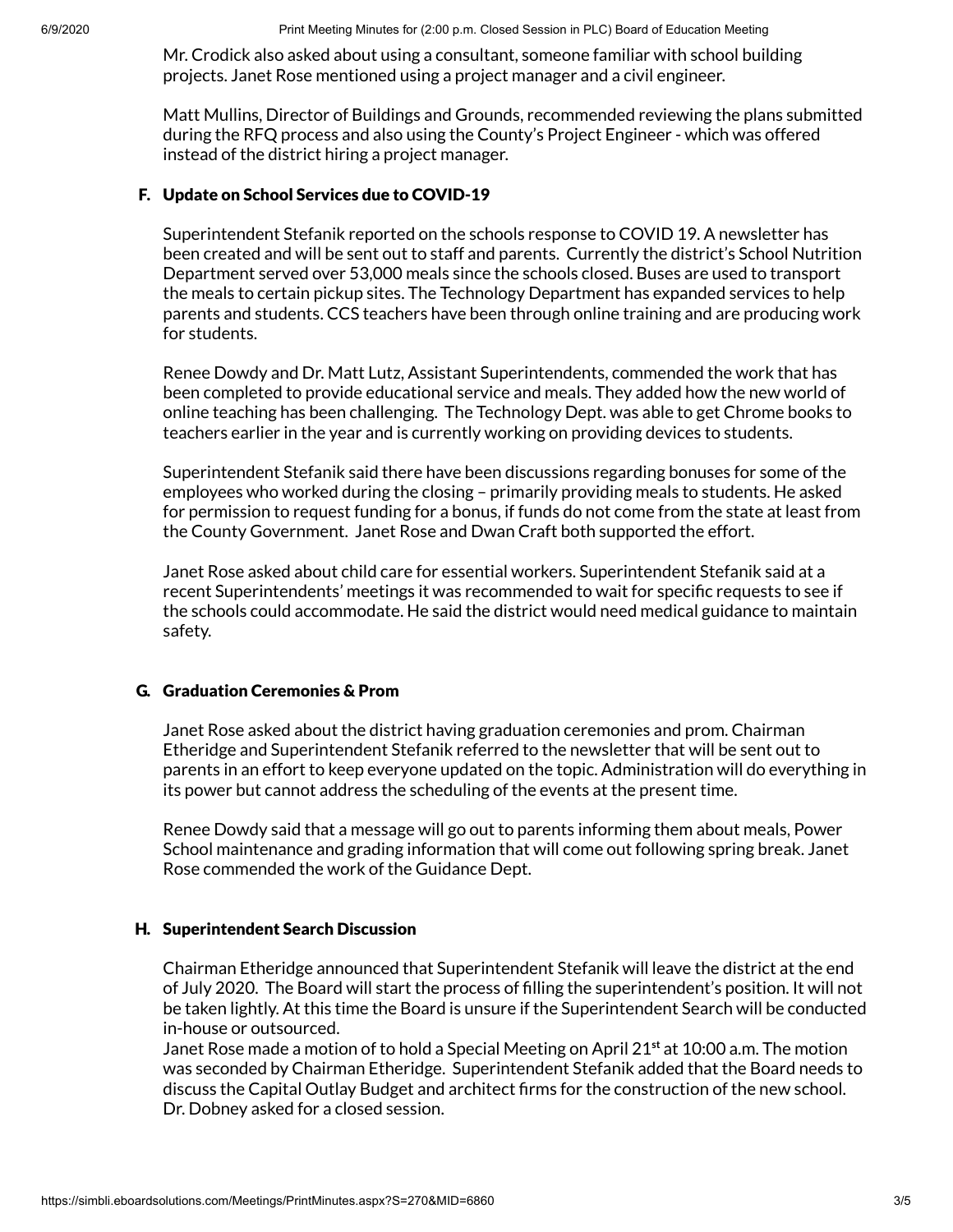Mr. Crodick also asked about using a consultant, someone familiar with school building projects. Janet Rose mentioned using a project manager and a civil engineer.

Matt Mullins, Director of Buildings and Grounds, recommended reviewing the plans submitted during the RFQ process and also using the County's Project Engineer - which was offered instead of the district hiring a project manager.

### F. Update on School Services due to COVID-19

Superintendent Stefanik reported on the schools response to COVID 19. A newsletter has been created and will be sent out to staff and parents. Currently the district's School Nutrition Department served over 53,000 meals since the schools closed. Buses are used to transport the meals to certain pickup sites. The Technology Department has expanded services to help parents and students. CCS teachers have been through online training and are producing work for students.

Renee Dowdy and Dr. Matt Lutz, Assistant Superintendents, commended the work that has been completed to provide educational service and meals. They added how the new world of online teaching has been challenging. The Technology Dept. was able to get Chrome books to teachers earlier in the year and is currently working on providing devices to students.

Superintendent Stefanik said there have been discussions regarding bonuses for some of the employees who worked during the closing – primarily providing meals to students. He asked for permission to request funding for a bonus, if funds do not come from the state at least from the County Government. Janet Rose and Dwan Craft both supported the effort.

Janet Rose asked about child care for essential workers. Superintendent Stefanik said at a recent Superintendents' meetings it was recommended to wait for specific requests to see if the schools could accommodate. He said the district would need medical guidance to maintain safety.

### G. Graduation Ceremonies & Prom

Janet Rose asked about the district having graduation ceremonies and prom. Chairman Etheridge and Superintendent Stefanik referred to the newsletter that will be sent out to parents in an effort to keep everyone updated on the topic. Administration will do everything in its power but cannot address the scheduling of the events at the present time.

Renee Dowdy said that a message will go out to parents informing them about meals, Power School maintenance and grading information that will come out following spring break. Janet Rose commended the work of the Guidance Dept.

### H. Superintendent Search Discussion

Chairman Etheridge announced that Superintendent Stefanik will leave the district at the end of July 2020. The Board will start the process of filling the superintendent's position. It will not be taken lightly. At this time the Board is unsure if the Superintendent Search will be conducted in-house or outsourced.
Janet Rose made a motion of to hold a Special Meeting on April 21st at 10:00 a.m. The motion was seconded by Chairman Etheridge. Superintendent Stefanik added that the Board needs to discuss the Capital Outlay Budget and architect firms for the construction of the new school. Dr. Dobney asked for a closed session.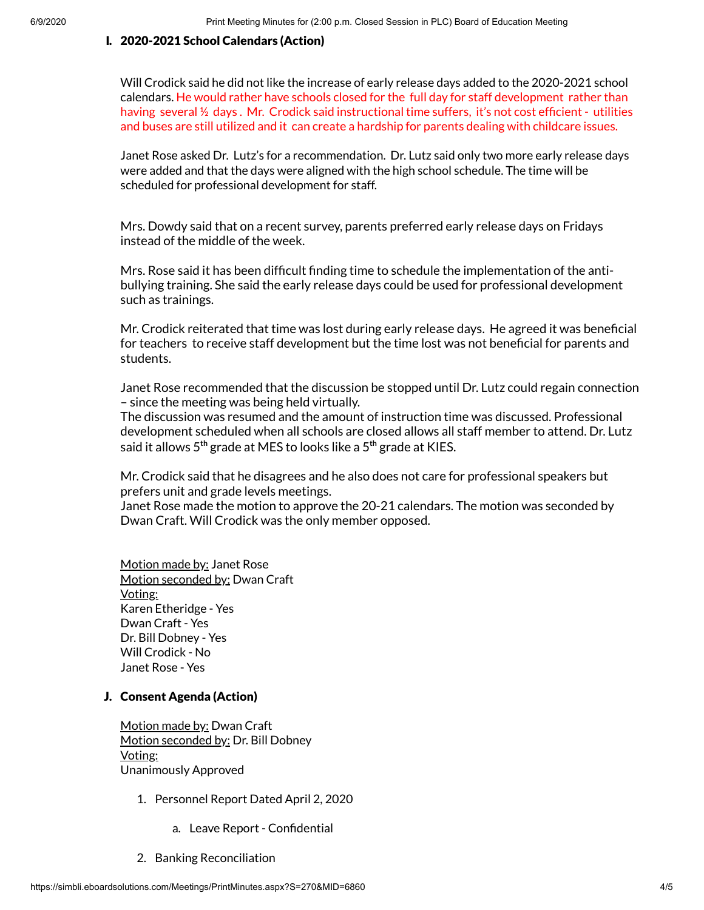### I. 2020-2021 School Calendars (Action)

Will Crodick said he did not like the increase of early release days added to the 2020-2021 school calendars. He would rather have schools closed for the full day for staff development rather than having several ½ days . Mr. Crodick said instructional time suffers, it's not cost efficient - utilities and buses are still utilized and it can create a hardship for parents dealing with childcare issues.

Janet Rose asked Dr. Lutz's for a recommendation. Dr. Lutz said only two more early release days were added and that the days were aligned with the high school schedule. The time will be scheduled for professional development for staff.

Mrs. Dowdy said that on a recent survey, parents preferred early release days on Fridays instead of the middle of the week.

Mrs. Rose said it has been difficult finding time to schedule the implementation of the anti-bullying training. She said the early release days could be used for professional development such as trainings.

Mr. Crodick reiterated that time was lost during early release days. He agreed it was beneficial for teachers to receive staff development but the time lost was not beneficial for parents and students.

Janet Rose recommended that the discussion be stopped until Dr. Lutz could regain connection – since the meeting was being held virtually.
The discussion was resumed and the amount of instruction time was discussed. Professional development scheduled when all schools are closed allows all staff member to attend. Dr. Lutz said it allows 5th grade at MES to looks like a 5th grade at KIES.

Mr. Crodick said that he disagrees and he also does not care for professional speakers but prefers unit and grade levels meetings.
Janet Rose made the motion to approve the 20-21 calendars. The motion was seconded by Dwan Craft. Will Crodick was the only member opposed.

Motion made by: Janet Rose
Motion seconded by: Dwan Craft
Voting:
Karen Etheridge - Yes
Dwan Craft - Yes
Dr. Bill Dobney - Yes
Will Crodick - No
Janet Rose - Yes

### J. Consent Agenda (Action)

Motion made by: Dwan Craft
Motion seconded by: Dr. Bill Dobney
Voting:
Unanimously Approved

1. Personnel Report Dated April 2, 2020
    a. Leave Report - Confidential
2. Banking Reconciliation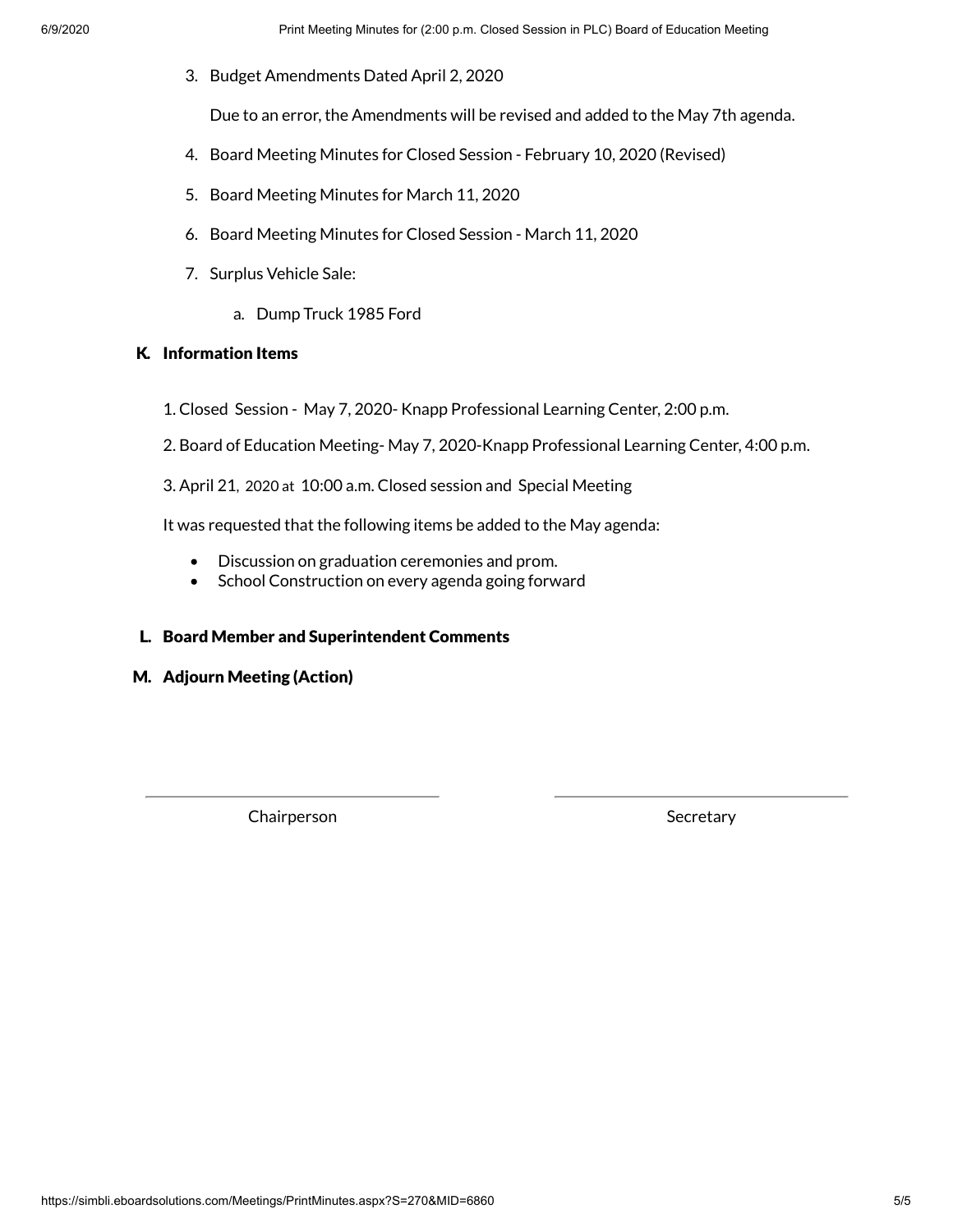3. Budget Amendments Dated April 2, 2020

   Due to an error, the Amendments will be revised and added to the May 7th agenda.

4. Board Meeting Minutes for Closed Session - February 10, 2020 (Revised)

5. Board Meeting Minutes for March 11, 2020

6. Board Meeting Minutes for Closed Session - March 11, 2020

7. Surplus Vehicle Sale:

   a. Dump Truck 1985 Ford

## K. Information Items

1. Closed Session - May 7, 2020- Knapp Professional Learning Center, 2:00 p.m.

2. Board of Education Meeting- May 7, 2020-Knapp Professional Learning Center, 4:00 p.m.

3. April 21, 2020 at 10:00 a.m. Closed session and Special Meeting

It was requested that the following items be added to the May agenda:

- Discussion on graduation ceremonies and prom.
- School Construction on every agenda going forward

## L. Board Member and Superintendent Comments

## M. Adjourn Meeting (Action)

Chairperson

Secretary